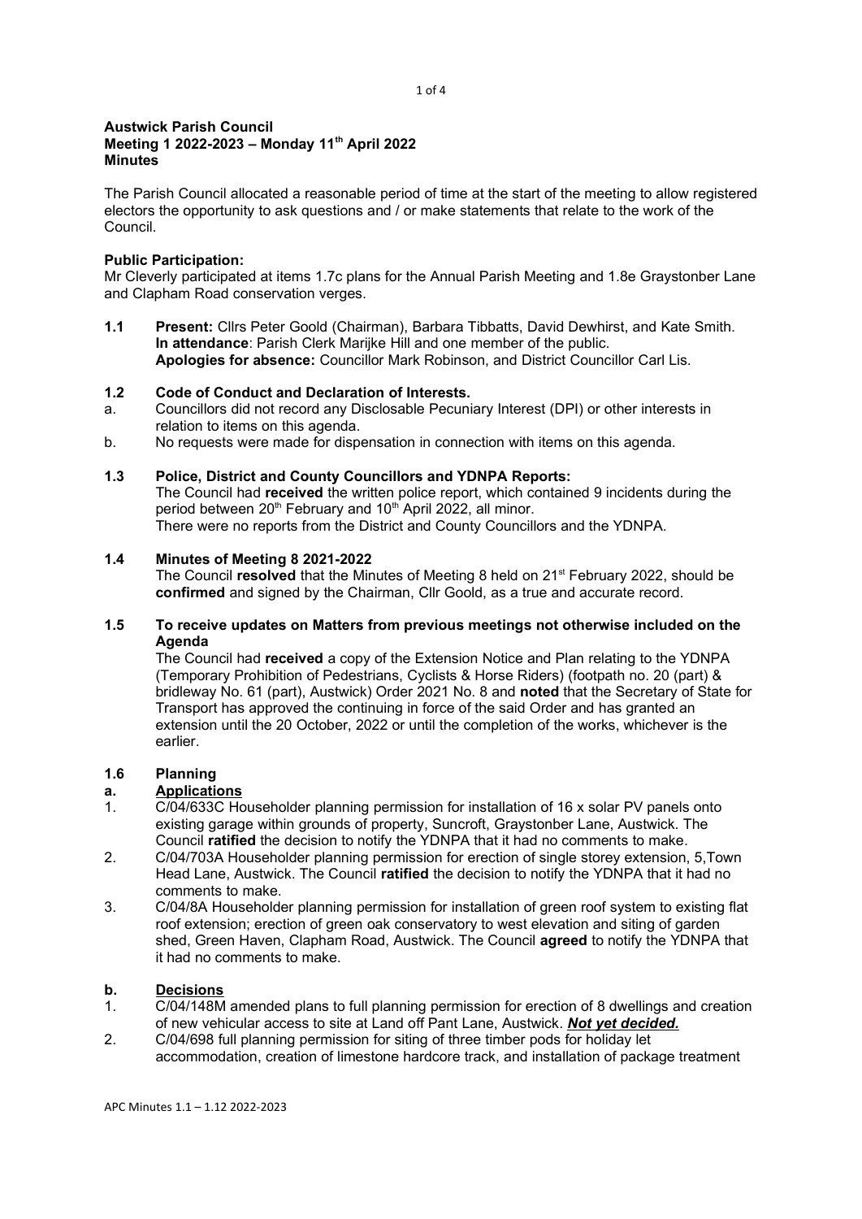**Austwick Parish Council**
**Meeting 1 2022-2023 – Monday 11th April 2022**
**Minutes**

The Parish Council allocated a reasonable period of time at the start of the meeting to allow registered electors the opportunity to ask questions and / or make statements that relate to the work of the Council.

**Public Participation:**
Mr Cleverly participated at items 1.7c plans for the Annual Parish Meeting and 1.8e Graystonber Lane and Clapham Road conservation verges.

**1.1 Present:** Cllrs Peter Goold (Chairman), Barbara Tibbatts, David Dewhirst, and Kate Smith.
**In attendance**: Parish Clerk Marijke Hill and one member of the public.
**Apologies for absence:** Councillor Mark Robinson, and District Councillor Carl Lis.

**1.2 Code of Conduct and Declaration of Interests.**

a. Councillors did not record any Disclosable Pecuniary Interest (DPI) or other interests in relation to items on this agenda.
b. No requests were made for dispensation in connection with items on this agenda.

**1.3 Police, District and County Councillors and YDNPA Reports:**
The Council had **received** the written police report, which contained 9 incidents during the period between 20th February and 10th April 2022, all minor.
There were no reports from the District and County Councillors and the YDNPA.

**1.4 Minutes of Meeting 8 2021-2022**
The Council **resolved** that the Minutes of Meeting 8 held on 21st February 2022, should be **confirmed** and signed by the Chairman, Cllr Goold, as a true and accurate record.

**1.5 To receive updates on Matters from previous meetings not otherwise included on the Agenda**
The Council had **received** a copy of the Extension Notice and Plan relating to the YDNPA (Temporary Prohibition of Pedestrians, Cyclists & Horse Riders) (footpath no. 20 (part) & bridleway No. 61 (part), Austwick) Order 2021 No. 8 and **noted** that the Secretary of State for Transport has approved the continuing in force of the said Order and has granted an extension until the 20 October, 2022 or until the completion of the works, whichever is the earlier.

**1.6 Planning**

**a. Applications**

1. C/04/633C Householder planning permission for installation of 16 x solar PV panels onto existing garage within grounds of property, Suncroft, Graystonber Lane, Austwick. The Council **ratified** the decision to notify the YDNPA that it had no comments to make.
2. C/04/703A Householder planning permission for erection of single storey extension, 5,Town Head Lane, Austwick. The Council **ratified** the decision to notify the YDNPA that it had no comments to make.
3. C/04/8A Householder planning permission for installation of green roof system to existing flat roof extension; erection of green oak conservatory to west elevation and siting of garden shed, Green Haven, Clapham Road, Austwick. The Council **agreed** to notify the YDNPA that it had no comments to make.

**b. Decisions**

1. C/04/148M amended plans to full planning permission for erection of 8 dwellings and creation of new vehicular access to site at Land off Pant Lane, Austwick. ***Not yet decided.***
2. C/04/698 full planning permission for siting of three timber pods for holiday let accommodation, creation of limestone hardcore track, and installation of package treatment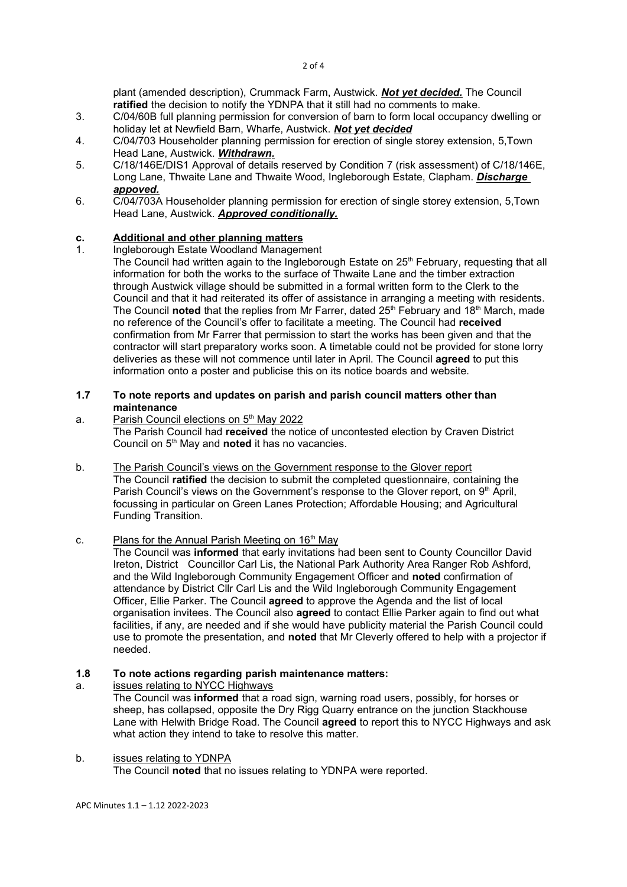plant (amended description), Crummack Farm, Austwick. ***Not yet decided.*** The Council **ratified** the decision to notify the YDNPA that it still had no comments to make.

3. C/04/60B full planning permission for conversion of barn to form local occupancy dwelling or holiday let at Newfield Barn, Wharfe, Austwick. ***Not yet decided***
4. C/04/703 Householder planning permission for erection of single storey extension, 5,Town Head Lane, Austwick. ***Withdrawn.***
5. C/18/146E/DIS1 Approval of details reserved by Condition 7 (risk assessment) of C/18/146E, Long Lane, Thwaite Lane and Thwaite Wood, Ingleborough Estate, Clapham. ***Discharge appoved.***
6. C/04/703A Householder planning permission for erection of single storey extension, 5,Town Head Lane, Austwick. ***Approved conditionally.***

**c. Additional and other planning matters**

1. Ingleborough Estate Woodland Management

The Council had written again to the Ingleborough Estate on 25th February, requesting that all information for both the works to the surface of Thwaite Lane and the timber extraction through Austwick village should be submitted in a formal written form to the Clerk to the Council and that it had reiterated its offer of assistance in arranging a meeting with residents. The Council **noted** that the replies from Mr Farrer, dated 25th February and 18th March, made no reference of the Council's offer to facilitate a meeting. The Council had **received** confirmation from Mr Farrer that permission to start the works has been given and that the contractor will start preparatory works soon. A timetable could not be provided for stone lorry deliveries as these will not commence until later in April. The Council **agreed** to put this information onto a poster and publicise this on its notice boards and website.

## 1.7 To note reports and updates on parish and parish council matters other than maintenance

a. Parish Council elections on 5th May 2022

The Parish Council had **received** the notice of uncontested election by Craven District Council on 5th May and **noted** it has no vacancies.

b. The Parish Council's views on the Government response to the Glover report

The Council **ratified** the decision to submit the completed questionnaire, containing the Parish Council's views on the Government's response to the Glover report, on 9th April, focussing in particular on Green Lanes Protection; Affordable Housing; and Agricultural Funding Transition.

c. Plans for the Annual Parish Meeting on 16th May

The Council was **informed** that early invitations had been sent to County Councillor David Ireton, District Councillor Carl Lis, the National Park Authority Area Ranger Rob Ashford, and the Wild Ingleborough Community Engagement Officer and **noted** confirmation of attendance by District Cllr Carl Lis and the Wild Ingleborough Community Engagement Officer, Ellie Parker. The Council **agreed** to approve the Agenda and the list of local organisation invitees. The Council also **agreed** to contact Ellie Parker again to find out what facilities, if any, are needed and if she would have publicity material the Parish Council could use to promote the presentation, and **noted** that Mr Cleverly offered to help with a projector if needed.

## 1.8 To note actions regarding parish maintenance matters:

a. issues relating to NYCC Highways

The Council was **informed** that a road sign, warning road users, possibly, for horses or sheep, has collapsed, opposite the Dry Rigg Quarry entrance on the junction Stackhouse Lane with Helwith Bridge Road. The Council **agreed** to report this to NYCC Highways and ask what action they intend to take to resolve this matter.

b. issues relating to YDNPA

The Council **noted** that no issues relating to YDNPA were reported.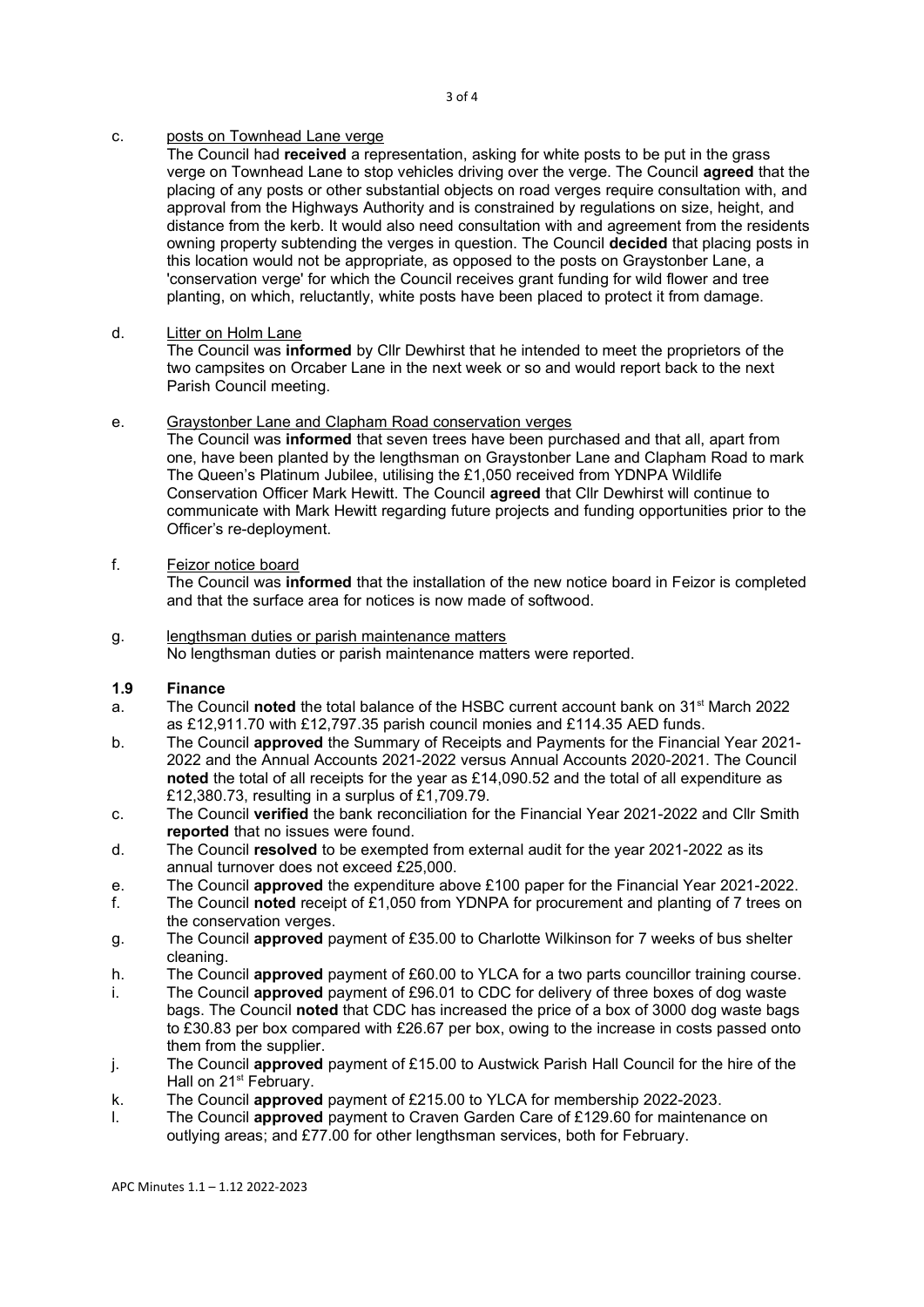c. <u>posts on Townhead Lane verge</u>

The Council had **received** a representation, asking for white posts to be put in the grass verge on Townhead Lane to stop vehicles driving over the verge. The Council **agreed** that the placing of any posts or other substantial objects on road verges require consultation with, and approval from the Highways Authority and is constrained by regulations on size, height, and distance from the kerb. It would also need consultation with and agreement from the residents owning property subtending the verges in question. The Council **decided** that placing posts in this location would not be appropriate, as opposed to the posts on Graystonber Lane, a 'conservation verge' for which the Council receives grant funding for wild flower and tree planting, on which, reluctantly, white posts have been placed to protect it from damage.

d. <u>Litter on Holm Lane</u>

The Council was **informed** by Cllr Dewhirst that he intended to meet the proprietors of the two campsites on Orcaber Lane in the next week or so and would report back to the next Parish Council meeting.

e. <u>Graystonber Lane and Clapham Road conservation verges</u>

The Council was **informed** that seven trees have been purchased and that all, apart from one, have been planted by the lengthsman on Graystonber Lane and Clapham Road to mark The Queen's Platinum Jubilee, utilising the £1,050 received from YDNPA Wildlife Conservation Officer Mark Hewitt. The Council **agreed** that Cllr Dewhirst will continue to communicate with Mark Hewitt regarding future projects and funding opportunities prior to the Officer's re-deployment.

f. <u>Feizor notice board</u>

The Council was **informed** that the installation of the new notice board in Feizor is completed and that the surface area for notices is now made of softwood.

g. <u>lengthsman duties or parish maintenance matters</u>

No lengthsman duties or parish maintenance matters were reported.

### 1.9 Finance

a. The Council **noted** the total balance of the HSBC current account bank on 31st March 2022 as £12,911.70 with £12,797.35 parish council monies and £114.35 AED funds.

b. The Council **approved** the Summary of Receipts and Payments for the Financial Year 2021-2022 and the Annual Accounts 2021-2022 versus Annual Accounts 2020-2021. The Council **noted** the total of all receipts for the year as £14,090.52 and the total of all expenditure as £12,380.73, resulting in a surplus of £1,709.79.

c. The Council **verified** the bank reconciliation for the Financial Year 2021-2022 and Cllr Smith **reported** that no issues were found.

d. The Council **resolved** to be exempted from external audit for the year 2021-2022 as its annual turnover does not exceed £25,000.

e. The Council **approved** the expenditure above £100 paper for the Financial Year 2021-2022.

f. The Council **noted** receipt of £1,050 from YDNPA for procurement and planting of 7 trees on the conservation verges.

g. The Council **approved** payment of £35.00 to Charlotte Wilkinson for 7 weeks of bus shelter cleaning.

h. The Council **approved** payment of £60.00 to YLCA for a two parts councillor training course.

i. The Council **approved** payment of £96.01 to CDC for delivery of three boxes of dog waste bags. The Council **noted** that CDC has increased the price of a box of 3000 dog waste bags to £30.83 per box compared with £26.67 per box, owing to the increase in costs passed onto them from the supplier.

j. The Council **approved** payment of £15.00 to Austwick Parish Hall Council for the hire of the Hall on 21st February.

k. The Council **approved** payment of £215.00 to YLCA for membership 2022-2023.

l. The Council **approved** payment to Craven Garden Care of £129.60 for maintenance on outlying areas; and £77.00 for other lengthsman services, both for February.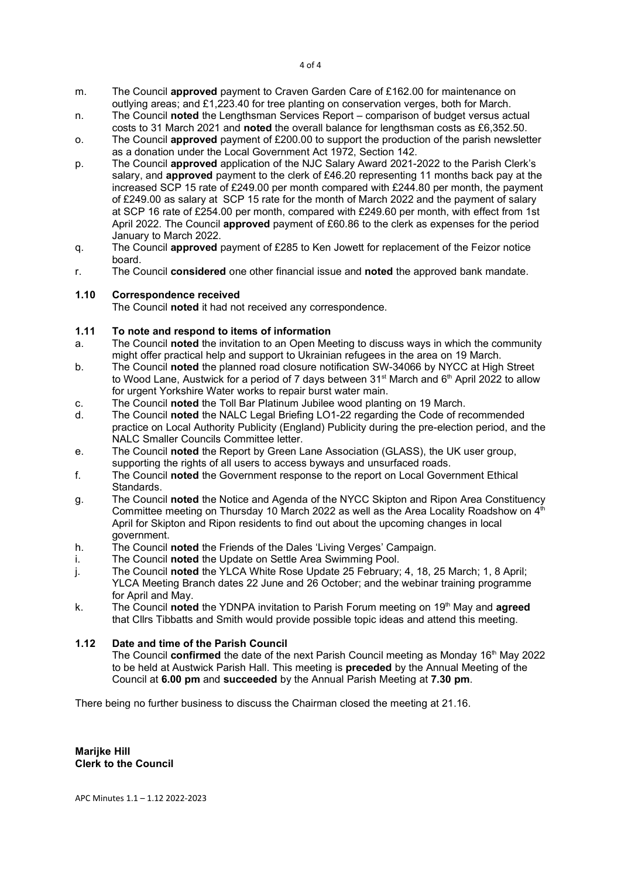m. The Council **approved** payment to Craven Garden Care of £162.00 for maintenance on outlying areas; and £1,223.40 for tree planting on conservation verges, both for March.

n. The Council **noted** the Lengthsman Services Report – comparison of budget versus actual costs to 31 March 2021 and **noted** the overall balance for lengthsman costs as £6,352.50.

o. The Council **approved** payment of £200.00 to support the production of the parish newsletter as a donation under the Local Government Act 1972, Section 142.

p. The Council **approved** application of the NJC Salary Award 2021-2022 to the Parish Clerk's salary, and **approved** payment to the clerk of £46.20 representing 11 months back pay at the increased SCP 15 rate of £249.00 per month compared with £244.80 per month, the payment of £249.00 as salary at SCP 15 rate for the month of March 2022 and the payment of salary at SCP 16 rate of £254.00 per month, compared with £249.60 per month, with effect from 1st April 2022. The Council **approved** payment of £60.86 to the clerk as expenses for the period January to March 2022.

q. The Council **approved** payment of £285 to Ken Jowett for replacement of the Feizor notice board.

r. The Council **considered** one other financial issue and **noted** the approved bank mandate.

### 1.10 Correspondence received

The Council **noted** it had not received any correspondence.

### 1.11 To note and respond to items of information

a. The Council **noted** the invitation to an Open Meeting to discuss ways in which the community might offer practical help and support to Ukrainian refugees in the area on 19 March.

b. The Council **noted** the planned road closure notification SW-34066 by NYCC at High Street to Wood Lane, Austwick for a period of 7 days between 31st March and 6th April 2022 to allow for urgent Yorkshire Water works to repair burst water main.

c. The Council **noted** the Toll Bar Platinum Jubilee wood planting on 19 March.

d. The Council **noted** the NALC Legal Briefing LO1-22 regarding the Code of recommended practice on Local Authority Publicity (England) Publicity during the pre-election period, and the NALC Smaller Councils Committee letter.

e. The Council **noted** the Report by Green Lane Association (GLASS), the UK user group, supporting the rights of all users to access byways and unsurfaced roads.

f. The Council **noted** the Government response to the report on Local Government Ethical Standards.

g. The Council **noted** the Notice and Agenda of the NYCC Skipton and Ripon Area Constituency Committee meeting on Thursday 10 March 2022 as well as the Area Locality Roadshow on 4th April for Skipton and Ripon residents to find out about the upcoming changes in local government.

h. The Council **noted** the Friends of the Dales 'Living Verges' Campaign.

i. The Council **noted** the Update on Settle Area Swimming Pool.

j. The Council **noted** the YLCA White Rose Update 25 February; 4, 18, 25 March; 1, 8 April; YLCA Meeting Branch dates 22 June and 26 October; and the webinar training programme for April and May.

k. The Council **noted** the YDNPA invitation to Parish Forum meeting on 19th May and **agreed** that Cllrs Tibbatts and Smith would provide possible topic ideas and attend this meeting.

### 1.12 Date and time of the Parish Council

The Council **confirmed** the date of the next Parish Council meeting as Monday 16th May 2022 to be held at Austwick Parish Hall. This meeting is **preceded** by the Annual Meeting of the Council at **6.00 pm** and **succeeded** by the Annual Parish Meeting at **7.30 pm**.

There being no further business to discuss the Chairman closed the meeting at 21.16.

**Marijke Hill**
**Clerk to the Council**

APC Minutes 1.1 – 1.12 2022-2023